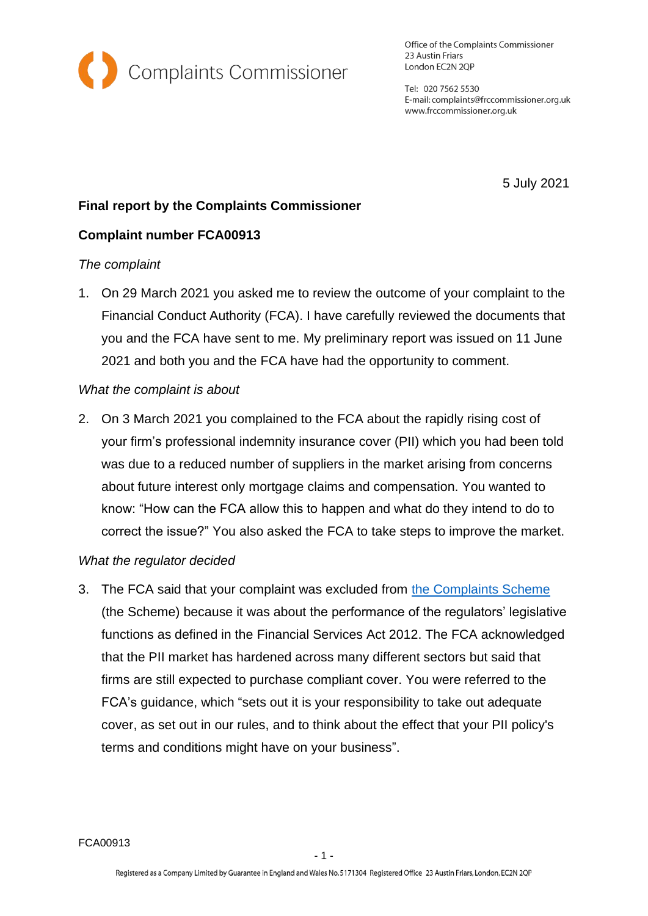Complaints Commissioner

Office of the Complaints Commissioner
23 Austin Friars
London EC2N 2QP

Tel: 020 7562 5530
E-mail: complaints@frccommissioner.org.uk
www.frccommissioner.org.uk

5 July 2021

**Final report by the Complaints Commissioner**

**Complaint number FCA00913**

*The complaint*

1. On 29 March 2021 you asked me to review the outcome of your complaint to the Financial Conduct Authority (FCA). I have carefully reviewed the documents that you and the FCA have sent to me. My preliminary report was issued on 11 June 2021 and both you and the FCA have had the opportunity to comment.

*What the complaint is about*

2. On 3 March 2021 you complained to the FCA about the rapidly rising cost of your firm's professional indemnity insurance cover (PII) which you had been told was due to a reduced number of suppliers in the market arising from concerns about future interest only mortgage claims and compensation. You wanted to know: "How can the FCA allow this to happen and what do they intend to do to correct the issue?" You also asked the FCA to take steps to improve the market.

*What the regulator decided*

3. The FCA said that your complaint was excluded from the Complaints Scheme (the Scheme) because it was about the performance of the regulators' legislative functions as defined in the Financial Services Act 2012. The FCA acknowledged that the PII market has hardened across many different sectors but said that firms are still expected to purchase compliant cover. You were referred to the FCA's guidance, which "sets out it is your responsibility to take out adequate cover, as set out in our rules, and to think about the effect that your PII policy's terms and conditions might have on your business".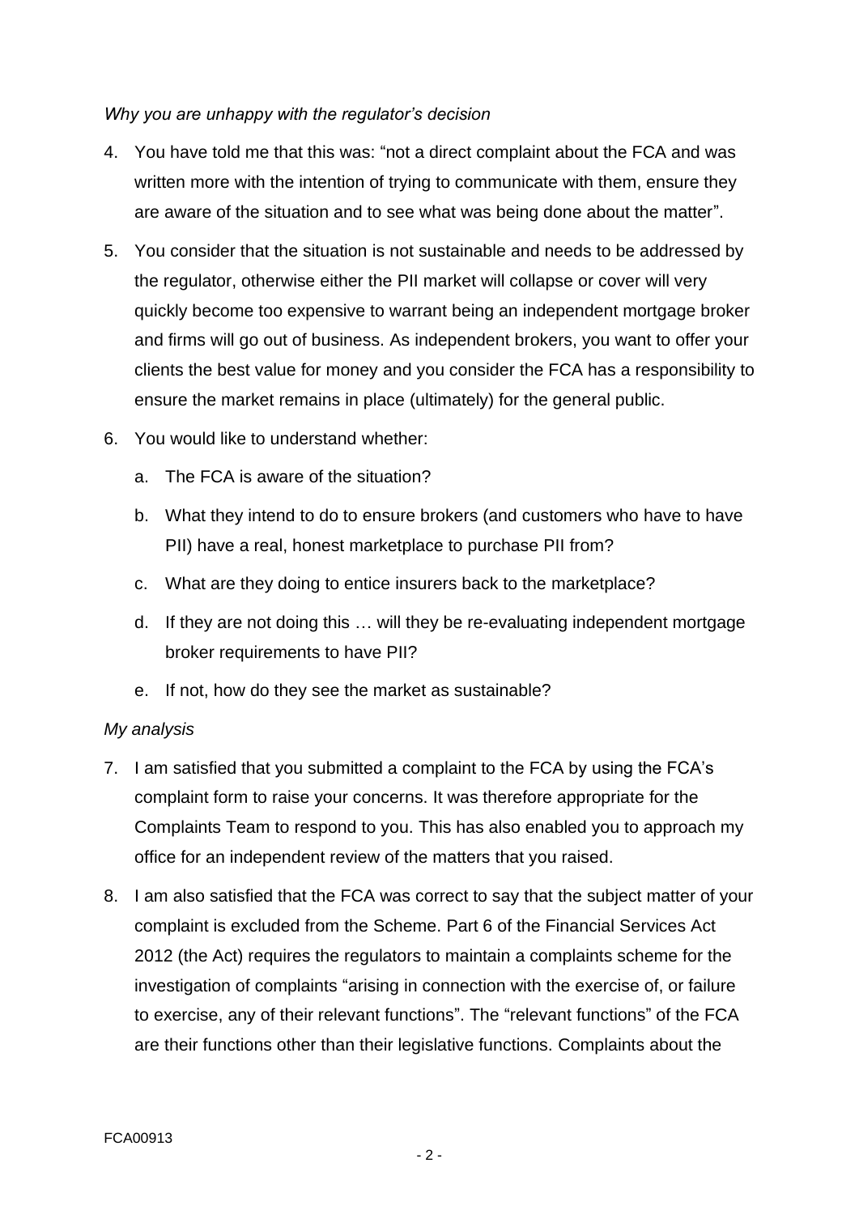*Why you are unhappy with the regulator's decision*

4. You have told me that this was: "not a direct complaint about the FCA and was written more with the intention of trying to communicate with them, ensure they are aware of the situation and to see what was being done about the matter".

5. You consider that the situation is not sustainable and needs to be addressed by the regulator, otherwise either the PII market will collapse or cover will very quickly become too expensive to warrant being an independent mortgage broker and firms will go out of business. As independent brokers, you want to offer your clients the best value for money and you consider the FCA has a responsibility to ensure the market remains in place (ultimately) for the general public.

6. You would like to understand whether:

   a. The FCA is aware of the situation?

   b. What they intend to do to ensure brokers (and customers who have to have PII) have a real, honest marketplace to purchase PII from?

   c. What are they doing to entice insurers back to the marketplace?

   d. If they are not doing this … will they be re-evaluating independent mortgage broker requirements to have PII?

   e. If not, how do they see the market as sustainable?

*My analysis*

7. I am satisfied that you submitted a complaint to the FCA by using the FCA's complaint form to raise your concerns. It was therefore appropriate for the Complaints Team to respond to you. This has also enabled you to approach my office for an independent review of the matters that you raised.

8. I am also satisfied that the FCA was correct to say that the subject matter of your complaint is excluded from the Scheme. Part 6 of the Financial Services Act 2012 (the Act) requires the regulators to maintain a complaints scheme for the investigation of complaints "arising in connection with the exercise of, or failure to exercise, any of their relevant functions". The "relevant functions" of the FCA are their functions other than their legislative functions. Complaints about the

FCA00913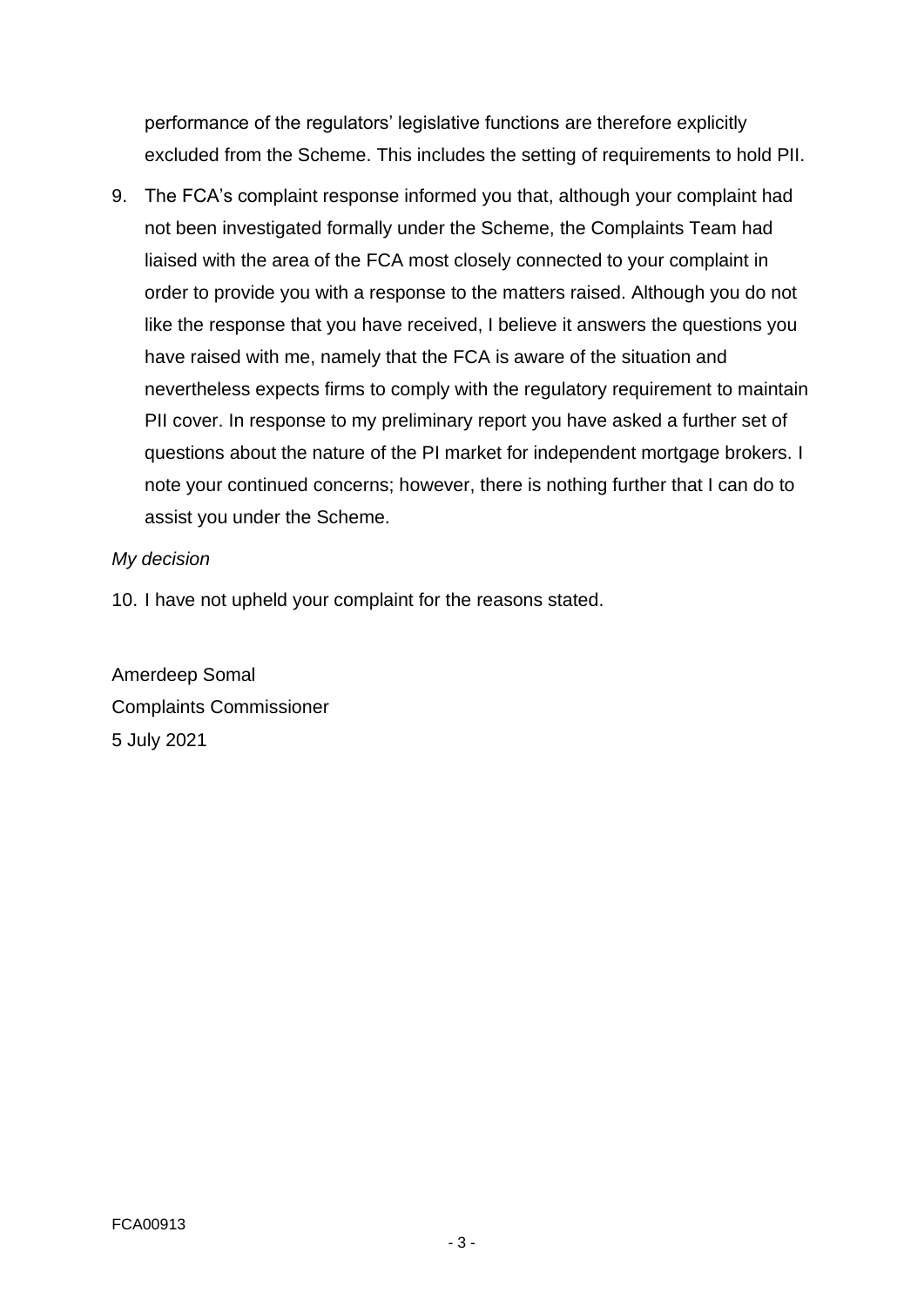performance of the regulators' legislative functions are therefore explicitly excluded from the Scheme. This includes the setting of requirements to hold PII.

9. The FCA's complaint response informed you that, although your complaint had not been investigated formally under the Scheme, the Complaints Team had liaised with the area of the FCA most closely connected to your complaint in order to provide you with a response to the matters raised. Although you do not like the response that you have received, I believe it answers the questions you have raised with me, namely that the FCA is aware of the situation and nevertheless expects firms to comply with the regulatory requirement to maintain PII cover. In response to my preliminary report you have asked a further set of questions about the nature of the PI market for independent mortgage brokers. I note your continued concerns; however, there is nothing further that I can do to assist you under the Scheme.

*My decision*

10. I have not upheld your complaint for the reasons stated.

Amerdeep Somal  
Complaints Commissioner  
5 July 2021

FCA00913